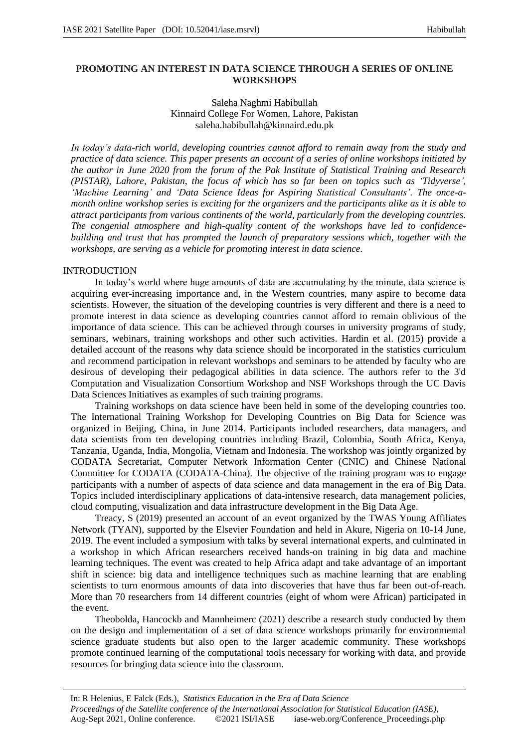# PROMOTING AN INTEREST IN DATA SCIENCE THROUGH A SERIES OF ONLINE WORKSHOPS

Saleha Naghmi Habibullah
Kinnaird College For Women, Lahore, Pakistan
saleha.habibullah@kinnaird.edu.pk

*In today's data-rich world, developing countries cannot afford to remain away from the study and practice of data science. This paper presents an account of a series of online workshops initiated by the author in June 2020 from the forum of the Pak Institute of Statistical Training and Research (PISTAR), Lahore, Pakistan, the focus of which has so far been on topics such as 'Tidyverse', 'Machine Learning' and 'Data Science Ideas for Aspiring Statistical Consultants'. The once-a-month online workshop series is exciting for the organizers and the participants alike as it is able to attract participants from various continents of the world, particularly from the developing countries. The congenial atmosphere and high-quality content of the workshops have led to confidence-building and trust that has prompted the launch of preparatory sessions which, together with the workshops, are serving as a vehicle for promoting interest in data science.*

## INTRODUCTION

In today's world where huge amounts of data are accumulating by the minute, data science is acquiring ever-increasing importance and, in the Western countries, many aspire to become data scientists. However, the situation of the developing countries is very different and there is a need to promote interest in data science as developing countries cannot afford to remain oblivious of the importance of data science. This can be achieved through courses in university programs of study, seminars, webinars, training workshops and other such activities. Hardin et al. (2015) provide a detailed account of the reasons why data science should be incorporated in the statistics curriculum and recommend participation in relevant workshops and seminars to be attended by faculty who are desirous of developing their pedagogical abilities in data science. The authors refer to the 3'd Computation and Visualization Consortium Workshop and NSF Workshops through the UC Davis Data Sciences Initiatives as examples of such training programs.

Training workshops on data science have been held in some of the developing countries too. The International Training Workshop for Developing Countries on Big Data for Science was organized in Beijing, China, in June 2014. Participants included researchers, data managers, and data scientists from ten developing countries including Brazil, Colombia, South Africa, Kenya, Tanzania, Uganda, India, Mongolia, Vietnam and Indonesia. The workshop was jointly organized by CODATA Secretariat, Computer Network Information Center (CNIC) and Chinese National Committee for CODATA (CODATA-China). The objective of the training program was to engage participants with a number of aspects of data science and data management in the era of Big Data. Topics included interdisciplinary applications of data-intensive research, data management policies, cloud computing, visualization and data infrastructure development in the Big Data Age.

Treacy, S (2019) presented an account of an event organized by the TWAS Young Affiliates Network (TYAN), supported by the Elsevier Foundation and held in Akure, Nigeria on 10-14 June, 2019. The event included a symposium with talks by several international experts, and culminated in a workshop in which African researchers received hands-on training in big data and machine learning techniques. The event was created to help Africa adapt and take advantage of an important shift in science: big data and intelligence techniques such as machine learning that are enabling scientists to turn enormous amounts of data into discoveries that have thus far been out-of-reach. More than 70 researchers from 14 different countries (eight of whom were African) participated in the event.

Theobolda, Hancockb and Mannheimerc (2021) describe a research study conducted by them on the design and implementation of a set of data science workshops primarily for environmental science graduate students but also open to the larger academic community. These workshops promote continued learning of the computational tools necessary for working with data, and provide resources for bringing data science into the classroom.

In: R Helenius, E Falck (Eds.), *Statistics Education in the Era of Data Science*
*Proceedings of the Satellite conference of the International Association for Statistical Education (IASE)*,
Aug-Sept 2021, Online conference. ©2021 ISI/IASE iase-web.org/Conference_Proceedings.php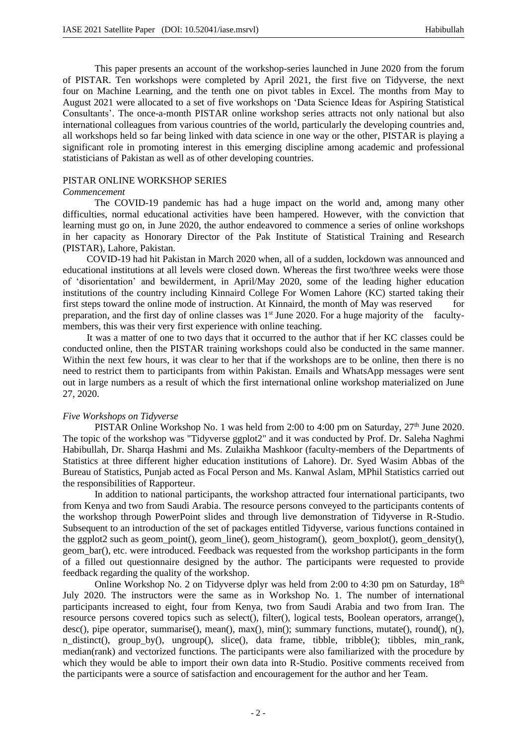This paper presents an account of the workshop-series launched in June 2020 from the forum of PISTAR. Ten workshops were completed by April 2021, the first five on Tidyverse, the next four on Machine Learning, and the tenth one on pivot tables in Excel. The months from May to August 2021 were allocated to a set of five workshops on 'Data Science Ideas for Aspiring Statistical Consultants'. The once-a-month PISTAR online workshop series attracts not only national but also international colleagues from various countries of the world, particularly the developing countries and, all workshops held so far being linked with data science in one way or the other, PISTAR is playing a significant role in promoting interest in this emerging discipline among academic and professional statisticians of Pakistan as well as of other developing countries.

## PISTAR ONLINE WORKSHOP SERIES

### *Commencement*

The COVID-19 pandemic has had a huge impact on the world and, among many other difficulties, normal educational activities have been hampered. However, with the conviction that learning must go on, in June 2020, the author endeavored to commence a series of online workshops in her capacity as Honorary Director of the Pak Institute of Statistical Training and Research (PISTAR), Lahore, Pakistan.

COVID-19 had hit Pakistan in March 2020 when, all of a sudden, lockdown was announced and educational institutions at all levels were closed down. Whereas the first two/three weeks were those of 'disorientation' and bewilderment, in April/May 2020, some of the leading higher education institutions of the country including Kinnaird College For Women Lahore (KC) started taking their first steps toward the online mode of instruction. At Kinnaird, the month of May was reserved for preparation, and the first day of online classes was 1st June 2020. For a huge majority of the faculty-members, this was their very first experience with online teaching.

It was a matter of one to two days that it occurred to the author that if her KC classes could be conducted online, then the PISTAR training workshops could also be conducted in the same manner. Within the next few hours, it was clear to her that if the workshops are to be online, then there is no need to restrict them to participants from within Pakistan. Emails and WhatsApp messages were sent out in large numbers as a result of which the first international online workshop materialized on June 27, 2020.

### *Five Workshops on Tidyverse*

PISTAR Online Workshop No. 1 was held from 2:00 to 4:00 pm on Saturday, 27th June 2020. The topic of the workshop was "Tidyverse ggplot2" and it was conducted by Prof. Dr. Saleha Naghmi Habibullah, Dr. Sharqa Hashmi and Ms. Zulaikha Mashkoor (faculty-members of the Departments of Statistics at three different higher education institutions of Lahore). Dr. Syed Wasim Abbas of the Bureau of Statistics, Punjab acted as Focal Person and Ms. Kanwal Aslam, MPhil Statistics carried out the responsibilities of Rapporteur.

In addition to national participants, the workshop attracted four international participants, two from Kenya and two from Saudi Arabia. The resource persons conveyed to the participants contents of the workshop through PowerPoint slides and through live demonstration of Tidyverse in R-Studio. Subsequent to an introduction of the set of packages entitled Tidyverse, various functions contained in the ggplot2 such as geom_point(), geom_line(), geom_histogram(), geom_boxplot(), geom_density(), geom_bar(), etc. were introduced. Feedback was requested from the workshop participants in the form of a filled out questionnaire designed by the author. The participants were requested to provide feedback regarding the quality of the workshop.

Online Workshop No. 2 on Tidyverse dplyr was held from 2:00 to 4:30 pm on Saturday, 18th July 2020. The instructors were the same as in Workshop No. 1. The number of international participants increased to eight, four from Kenya, two from Saudi Arabia and two from Iran. The resource persons covered topics such as select(), filter(), logical tests, Boolean operators, arrange(), desc(), pipe operator, summarise(), mean(), max(), min(); summary functions, mutate(), round(), n(), n_distinct(), group_by(), ungroup(), slice(), data frame, tibble, tribble(); tibbles, min_rank, median(rank) and vectorized functions. The participants were also familiarized with the procedure by which they would be able to import their own data into R-Studio. Positive comments received from the participants were a source of satisfaction and encouragement for the author and her Team.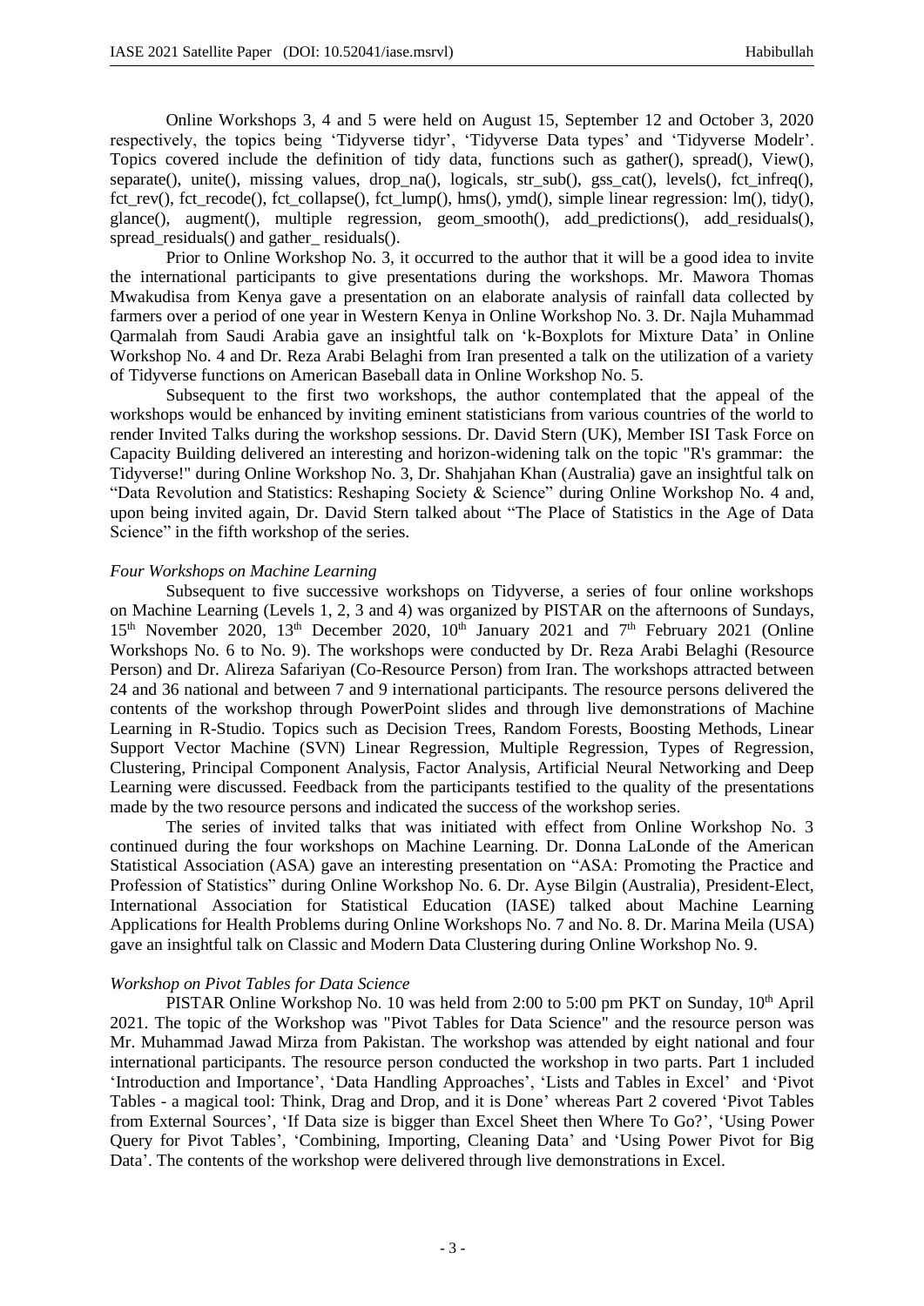Online Workshops 3, 4 and 5 were held on August 15, September 12 and October 3, 2020 respectively, the topics being 'Tidyverse tidyr', 'Tidyverse Data types' and 'Tidyverse Modelr'. Topics covered include the definition of tidy data, functions such as gather(), spread(), View(), separate(), unite(), missing values, drop_na(), logicals, str_sub(), gss_cat(), levels(), fct_infreq(), fct_rev(), fct_recode(), fct_collapse(), fct_lump(), hms(), ymd(), simple linear regression: lm(), tidy(), glance(), augment(), multiple regression, geom_smooth(), add_predictions(), add_residuals(), spread_residuals() and gather_ residuals().

Prior to Online Workshop No. 3, it occurred to the author that it will be a good idea to invite the international participants to give presentations during the workshops. Mr. Mawora Thomas Mwakudisa from Kenya gave a presentation on an elaborate analysis of rainfall data collected by farmers over a period of one year in Western Kenya in Online Workshop No. 3. Dr. Najla Muhammad Qarmalah from Saudi Arabia gave an insightful talk on 'k-Boxplots for Mixture Data' in Online Workshop No. 4 and Dr. Reza Arabi Belaghi from Iran presented a talk on the utilization of a variety of Tidyverse functions on American Baseball data in Online Workshop No. 5.

Subsequent to the first two workshops, the author contemplated that the appeal of the workshops would be enhanced by inviting eminent statisticians from various countries of the world to render Invited Talks during the workshop sessions. Dr. David Stern (UK), Member ISI Task Force on Capacity Building delivered an interesting and horizon-widening talk on the topic "R's grammar: the Tidyverse!" during Online Workshop No. 3, Dr. Shahjahan Khan (Australia) gave an insightful talk on "Data Revolution and Statistics: Reshaping Society & Science" during Online Workshop No. 4 and, upon being invited again, Dr. David Stern talked about "The Place of Statistics in the Age of Data Science" in the fifth workshop of the series.

*Four Workshops on Machine Learning*

Subsequent to five successive workshops on Tidyverse, a series of four online workshops on Machine Learning (Levels 1, 2, 3 and 4) was organized by PISTAR on the afternoons of Sundays, 15th November 2020, 13th December 2020, 10th January 2021 and 7th February 2021 (Online Workshops No. 6 to No. 9). The workshops were conducted by Dr. Reza Arabi Belaghi (Resource Person) and Dr. Alireza Safariyan (Co-Resource Person) from Iran. The workshops attracted between 24 and 36 national and between 7 and 9 international participants. The resource persons delivered the contents of the workshop through PowerPoint slides and through live demonstrations of Machine Learning in R-Studio. Topics such as Decision Trees, Random Forests, Boosting Methods, Linear Support Vector Machine (SVN) Linear Regression, Multiple Regression, Types of Regression, Clustering, Principal Component Analysis, Factor Analysis, Artificial Neural Networking and Deep Learning were discussed. Feedback from the participants testified to the quality of the presentations made by the two resource persons and indicated the success of the workshop series.

The series of invited talks that was initiated with effect from Online Workshop No. 3 continued during the four workshops on Machine Learning. Dr. Donna LaLonde of the American Statistical Association (ASA) gave an interesting presentation on "ASA: Promoting the Practice and Profession of Statistics" during Online Workshop No. 6. Dr. Ayse Bilgin (Australia), President-Elect, International Association for Statistical Education (IASE) talked about Machine Learning Applications for Health Problems during Online Workshops No. 7 and No. 8. Dr. Marina Meila (USA) gave an insightful talk on Classic and Modern Data Clustering during Online Workshop No. 9.

*Workshop on Pivot Tables for Data Science*

PISTAR Online Workshop No. 10 was held from 2:00 to 5:00 pm PKT on Sunday, 10th April 2021. The topic of the Workshop was "Pivot Tables for Data Science" and the resource person was Mr. Muhammad Jawad Mirza from Pakistan. The workshop was attended by eight national and four international participants. The resource person conducted the workshop in two parts. Part 1 included 'Introduction and Importance', 'Data Handling Approaches', 'Lists and Tables in Excel' and 'Pivot Tables - a magical tool: Think, Drag and Drop, and it is Done' whereas Part 2 covered 'Pivot Tables from External Sources', 'If Data size is bigger than Excel Sheet then Where To Go?', 'Using Power Query for Pivot Tables', 'Combining, Importing, Cleaning Data' and 'Using Power Pivot for Big Data'. The contents of the workshop were delivered through live demonstrations in Excel.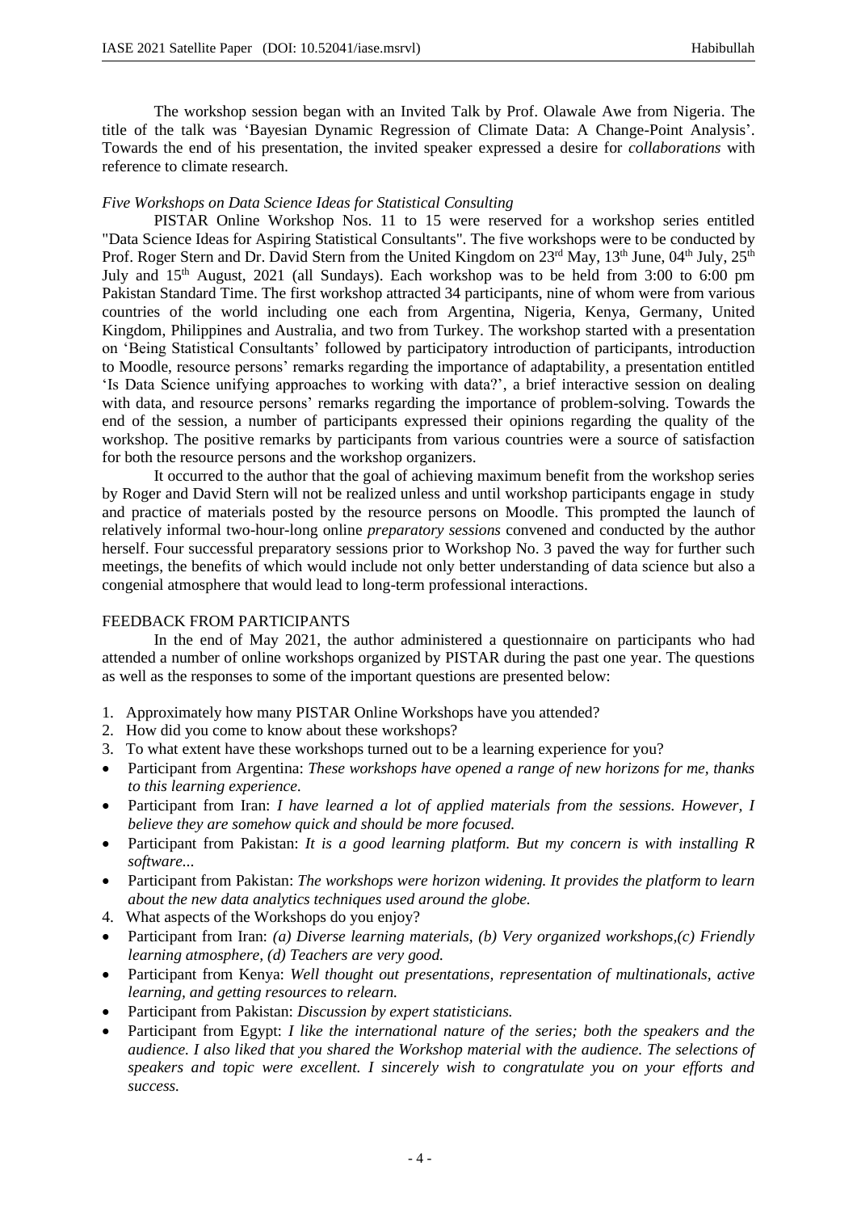The workshop session began with an Invited Talk by Prof. Olawale Awe from Nigeria. The title of the talk was 'Bayesian Dynamic Regression of Climate Data: A Change-Point Analysis'. Towards the end of his presentation, the invited speaker expressed a desire for *collaborations* with reference to climate research.

*Five Workshops on Data Science Ideas for Statistical Consulting*

PISTAR Online Workshop Nos. 11 to 15 were reserved for a workshop series entitled "Data Science Ideas for Aspiring Statistical Consultants". The five workshops were to be conducted by Prof. Roger Stern and Dr. David Stern from the United Kingdom on 23rd May, 13th June, 04th July, 25th July and 15th August, 2021 (all Sundays). Each workshop was to be held from 3:00 to 6:00 pm Pakistan Standard Time. The first workshop attracted 34 participants, nine of whom were from various countries of the world including one each from Argentina, Nigeria, Kenya, Germany, United Kingdom, Philippines and Australia, and two from Turkey. The workshop started with a presentation on 'Being Statistical Consultants' followed by participatory introduction of participants, introduction to Moodle, resource persons' remarks regarding the importance of adaptability, a presentation entitled 'Is Data Science unifying approaches to working with data?', a brief interactive session on dealing with data, and resource persons' remarks regarding the importance of problem-solving. Towards the end of the session, a number of participants expressed their opinions regarding the quality of the workshop. The positive remarks by participants from various countries were a source of satisfaction for both the resource persons and the workshop organizers.

It occurred to the author that the goal of achieving maximum benefit from the workshop series by Roger and David Stern will not be realized unless and until workshop participants engage in study and practice of materials posted by the resource persons on Moodle. This prompted the launch of relatively informal two-hour-long online *preparatory sessions* convened and conducted by the author herself. Four successful preparatory sessions prior to Workshop No. 3 paved the way for further such meetings, the benefits of which would include not only better understanding of data science but also a congenial atmosphere that would lead to long-term professional interactions.

## FEEDBACK FROM PARTICIPANTS

In the end of May 2021, the author administered a questionnaire on participants who had attended a number of online workshops organized by PISTAR during the past one year. The questions as well as the responses to some of the important questions are presented below:

1. Approximately how many PISTAR Online Workshops have you attended?
2. How did you come to know about these workshops?
3. To what extent have these workshops turned out to be a learning experience for you?

- Participant from Argentina: *These workshops have opened a range of new horizons for me, thanks to this learning experience.*
- Participant from Iran: *I have learned a lot of applied materials from the sessions. However, I believe they are somehow quick and should be more focused.*
- Participant from Pakistan: *It is a good learning platform. But my concern is with installing R software...*
- Participant from Pakistan: *The workshops were horizon widening. It provides the platform to learn about the new data analytics techniques used around the globe.*

4. What aspects of the Workshops do you enjoy?

- Participant from Iran: *(a) Diverse learning materials, (b) Very organized workshops,(c) Friendly learning atmosphere, (d) Teachers are very good.*
- Participant from Kenya: *Well thought out presentations, representation of multinationals, active learning, and getting resources to relearn.*
- Participant from Pakistan: *Discussion by expert statisticians.*
- Participant from Egypt: *I like the international nature of the series; both the speakers and the audience. I also liked that you shared the Workshop material with the audience. The selections of speakers and topic were excellent. I sincerely wish to congratulate you on your efforts and success.*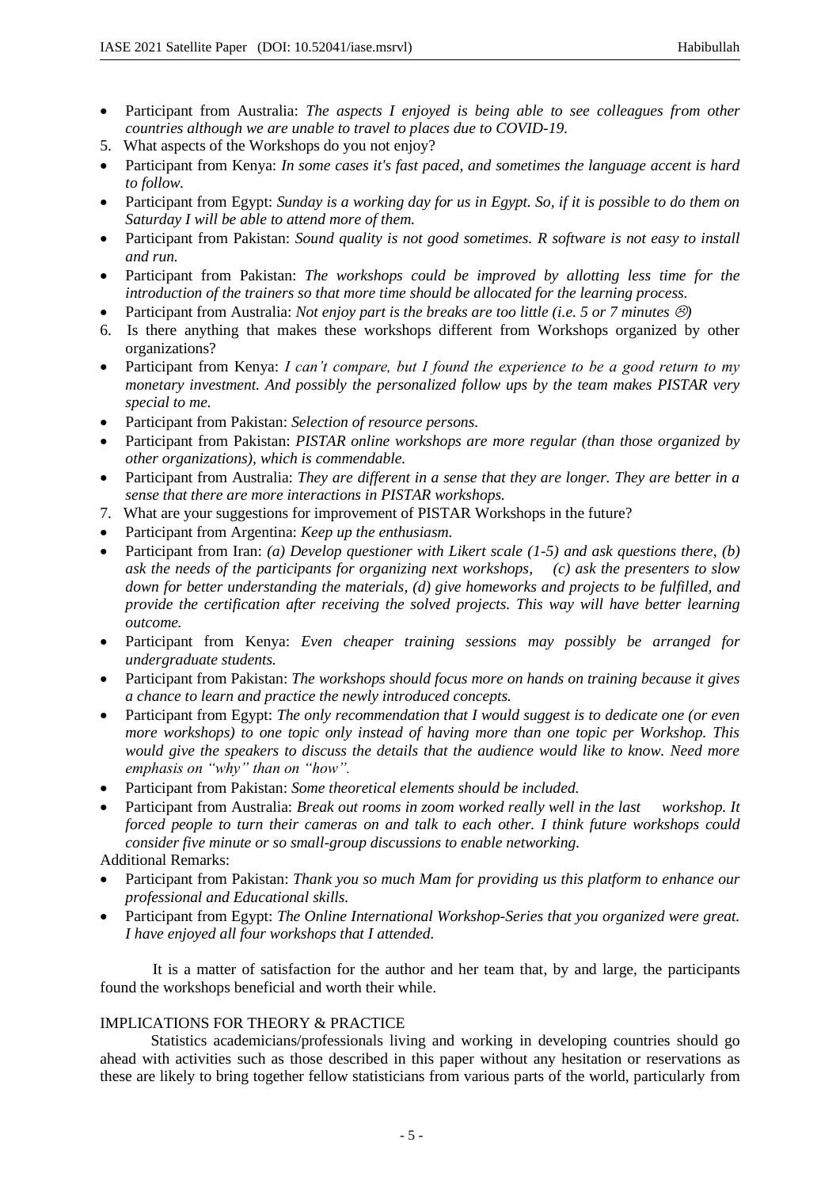- Participant from Australia: *The aspects I enjoyed is being able to see colleagues from other countries although we are unable to travel to places due to COVID-19.*

5. What aspects of the Workshops do you not enjoy?

- Participant from Kenya: *In some cases it's fast paced, and sometimes the language accent is hard to follow.*
- Participant from Egypt: *Sunday is a working day for us in Egypt. So, if it is possible to do them on Saturday I will be able to attend more of them.*
- Participant from Pakistan: *Sound quality is not good sometimes. R software is not easy to install and run.*
- Participant from Pakistan: *The workshops could be improved by allotting less time for the introduction of the trainers so that more time should be allocated for the learning process.*
- Participant from Australia: *Not enjoy part is the breaks are too little (i.e. 5 or 7 minutes ☹)*

6. Is there anything that makes these workshops different from Workshops organized by other organizations?

- Participant from Kenya: *I can't compare, but I found the experience to be a good return to my monetary investment. And possibly the personalized follow ups by the team makes PISTAR very special to me.*
- Participant from Pakistan: *Selection of resource persons.*
- Participant from Pakistan: *PISTAR online workshops are more regular (than those organized by other organizations), which is commendable.*
- Participant from Australia: *They are different in a sense that they are longer. They are better in a sense that there are more interactions in PISTAR workshops.*

7. What are your suggestions for improvement of PISTAR Workshops in the future?

- Participant from Argentina: *Keep up the enthusiasm.*
- Participant from Iran: *(a) Develop questioner with Likert scale (1-5) and ask questions there, (b) ask the needs of the participants for organizing next workshops, (c) ask the presenters to slow down for better understanding the materials, (d) give homeworks and projects to be fulfilled, and provide the certification after receiving the solved projects. This way will have better learning outcome.*
- Participant from Kenya: *Even cheaper training sessions may possibly be arranged for undergraduate students.*
- Participant from Pakistan: *The workshops should focus more on hands on training because it gives a chance to learn and practice the newly introduced concepts.*
- Participant from Egypt: *The only recommendation that I would suggest is to dedicate one (or even more workshops) to one topic only instead of having more than one topic per Workshop. This would give the speakers to discuss the details that the audience would like to know. Need more emphasis on "why" than on "how".*
- Participant from Pakistan: *Some theoretical elements should be included.*
- Participant from Australia: *Break out rooms in zoom worked really well in the last workshop. It forced people to turn their cameras on and talk to each other. I think future workshops could consider five minute or so small-group discussions to enable networking.*

Additional Remarks:

- Participant from Pakistan: *Thank you so much Mam for providing us this platform to enhance our professional and Educational skills.*
- Participant from Egypt: *The Online International Workshop-Series that you organized were great. I have enjoyed all four workshops that I attended.*

It is a matter of satisfaction for the author and her team that, by and large, the participants found the workshops beneficial and worth their while.

## IMPLICATIONS FOR THEORY & PRACTICE

Statistics academicians/professionals living and working in developing countries should go ahead with activities such as those described in this paper without any hesitation or reservations as these are likely to bring together fellow statisticians from various parts of the world, particularly from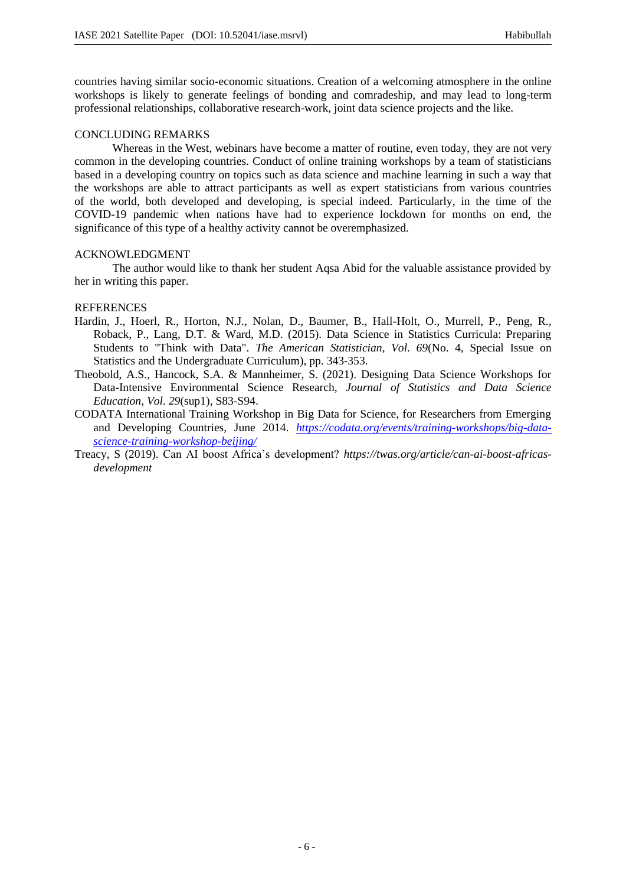countries having similar socio-economic situations. Creation of a welcoming atmosphere in the online workshops is likely to generate feelings of bonding and comradeship, and may lead to long-term professional relationships, collaborative research-work, joint data science projects and the like.

## CONCLUDING REMARKS

Whereas in the West, webinars have become a matter of routine, even today, they are not very common in the developing countries. Conduct of online training workshops by a team of statisticians based in a developing country on topics such as data science and machine learning in such a way that the workshops are able to attract participants as well as expert statisticians from various countries of the world, both developed and developing, is special indeed. Particularly, in the time of the COVID-19 pandemic when nations have had to experience lockdown for months on end, the significance of this type of a healthy activity cannot be overemphasized.

## ACKNOWLEDGMENT

The author would like to thank her student Aqsa Abid for the valuable assistance provided by her in writing this paper.

## REFERENCES

Hardin, J., Hoerl, R., Horton, N.J., Nolan, D., Baumer, B., Hall-Holt, O., Murrell, P., Peng, R., Roback, P., Lang, D.T. & Ward, M.D. (2015). Data Science in Statistics Curricula: Preparing Students to "Think with Data". *The American Statistician*, *Vol. 69*(No. 4, Special Issue on Statistics and the Undergraduate Curriculum), pp. 343-353.

Theobold, A.S., Hancock, S.A. & Mannheimer, S. (2021). Designing Data Science Workshops for Data-Intensive Environmental Science Research, *Journal of Statistics and Data Science Education*, *Vol. 29*(sup1), S83-S94.

CODATA International Training Workshop in Big Data for Science, for Researchers from Emerging and Developing Countries, June 2014. *https://codata.org/events/training-workshops/big-data-science-training-workshop-beijing/*

Treacy, S (2019). Can AI boost Africa's development? *https://twas.org/article/can-ai-boost-africas-development*